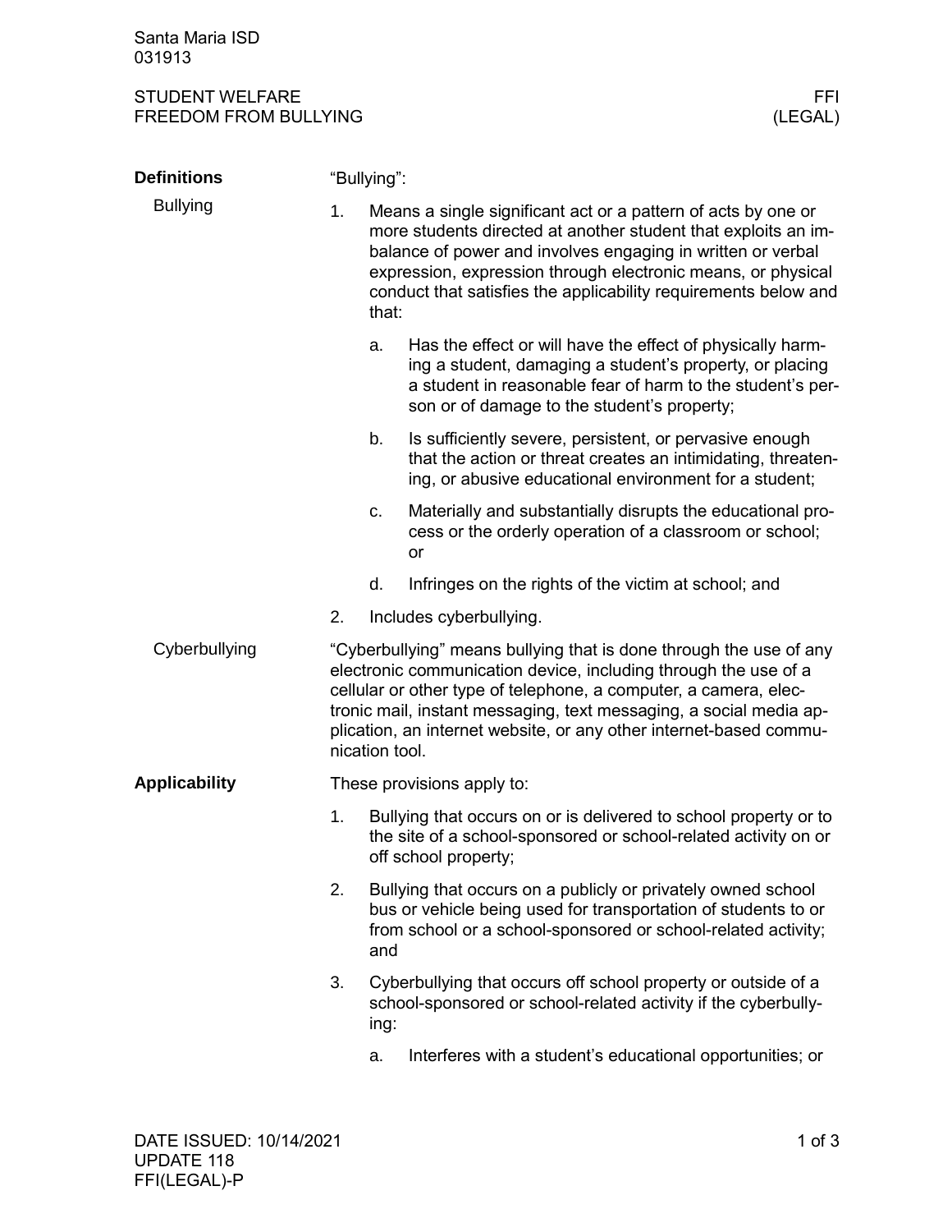# STUDENT WELFARE
## FREEDOM FROM BULLYING

FFI (LEGAL)

## Definitions

### Bullying

"Bullying":

1. Means a single significant act or a pattern of acts by one or more students directed at another student that exploits an imbalance of power and involves engaging in written or verbal expression, expression through electronic means, or physical conduct that satisfies the applicability requirements below and that:
   a. Has the effect or will have the effect of physically harming a student, damaging a student's property, or placing a student in reasonable fear of harm to the student's person or of damage to the student's property;
   b. Is sufficiently severe, persistent, or pervasive enough that the action or threat creates an intimidating, threatening, or abusive educational environment for a student;
   c. Materially and substantially disrupts the educational process or the orderly operation of a classroom or school; or
   d. Infringes on the rights of the victim at school; and
2. Includes cyberbullying.

### Cyberbullying

"Cyberbullying" means bullying that is done through the use of any electronic communication device, including through the use of a cellular or other type of telephone, a computer, a camera, electronic mail, instant messaging, text messaging, a social media application, an internet website, or any other internet-based communication tool.

## Applicability

These provisions apply to:

1. Bullying that occurs on or is delivered to school property or to the site of a school-sponsored or school-related activity on or off school property;
2. Bullying that occurs on a publicly or privately owned school bus or vehicle being used for transportation of students to or from school or a school-sponsored or school-related activity; and
3. Cyberbullying that occurs off school property or outside of a school-sponsored or school-related activity if the cyberbullying:
   a. Interferes with a student's educational opportunities; or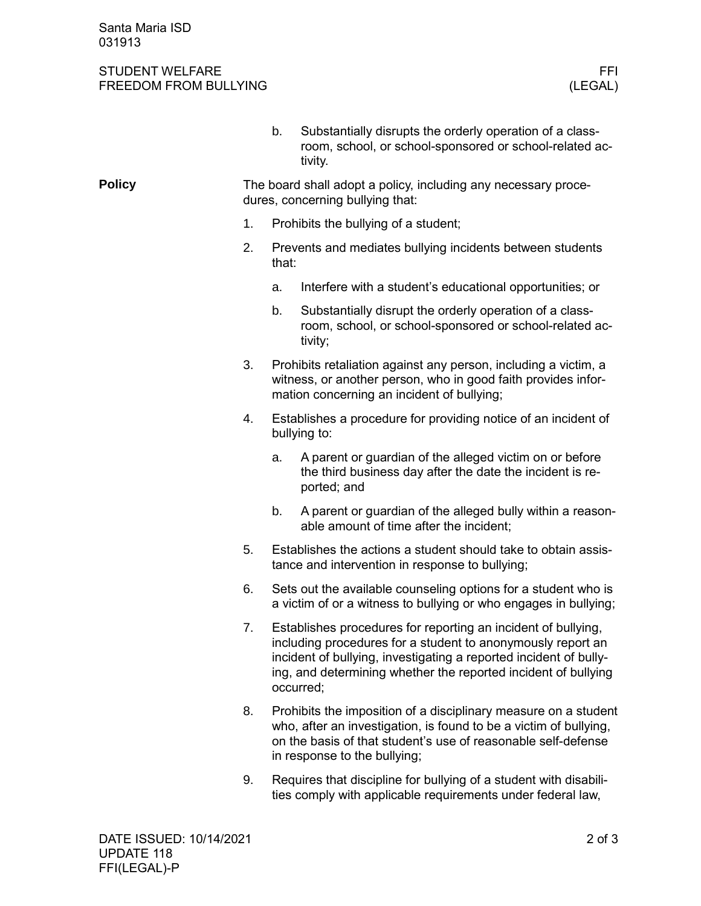b. Substantially disrupts the orderly operation of a classroom, school, or school-sponsored or school-related activity.

**Policy**

The board shall adopt a policy, including any necessary procedures, concerning bullying that:

1. Prohibits the bullying of a student;
2. Prevents and mediates bullying incidents between students that:
   a. Interfere with a student's educational opportunities; or
   b. Substantially disrupt the orderly operation of a classroom, school, or school-sponsored or school-related activity;
3. Prohibits retaliation against any person, including a victim, a witness, or another person, who in good faith provides information concerning an incident of bullying;
4. Establishes a procedure for providing notice of an incident of bullying to:
   a. A parent or guardian of the alleged victim on or before the third business day after the date the incident is reported; and
   b. A parent or guardian of the alleged bully within a reasonable amount of time after the incident;
5. Establishes the actions a student should take to obtain assistance and intervention in response to bullying;
6. Sets out the available counseling options for a student who is a victim of or a witness to bullying or who engages in bullying;
7. Establishes procedures for reporting an incident of bullying, including procedures for a student to anonymously report an incident of bullying, investigating a reported incident of bullying, and determining whether the reported incident of bullying occurred;
8. Prohibits the imposition of a disciplinary measure on a student who, after an investigation, is found to be a victim of bullying, on the basis of that student's use of reasonable self-defense in response to the bullying;
9. Requires that discipline for bullying of a student with disabilities comply with applicable requirements under federal law,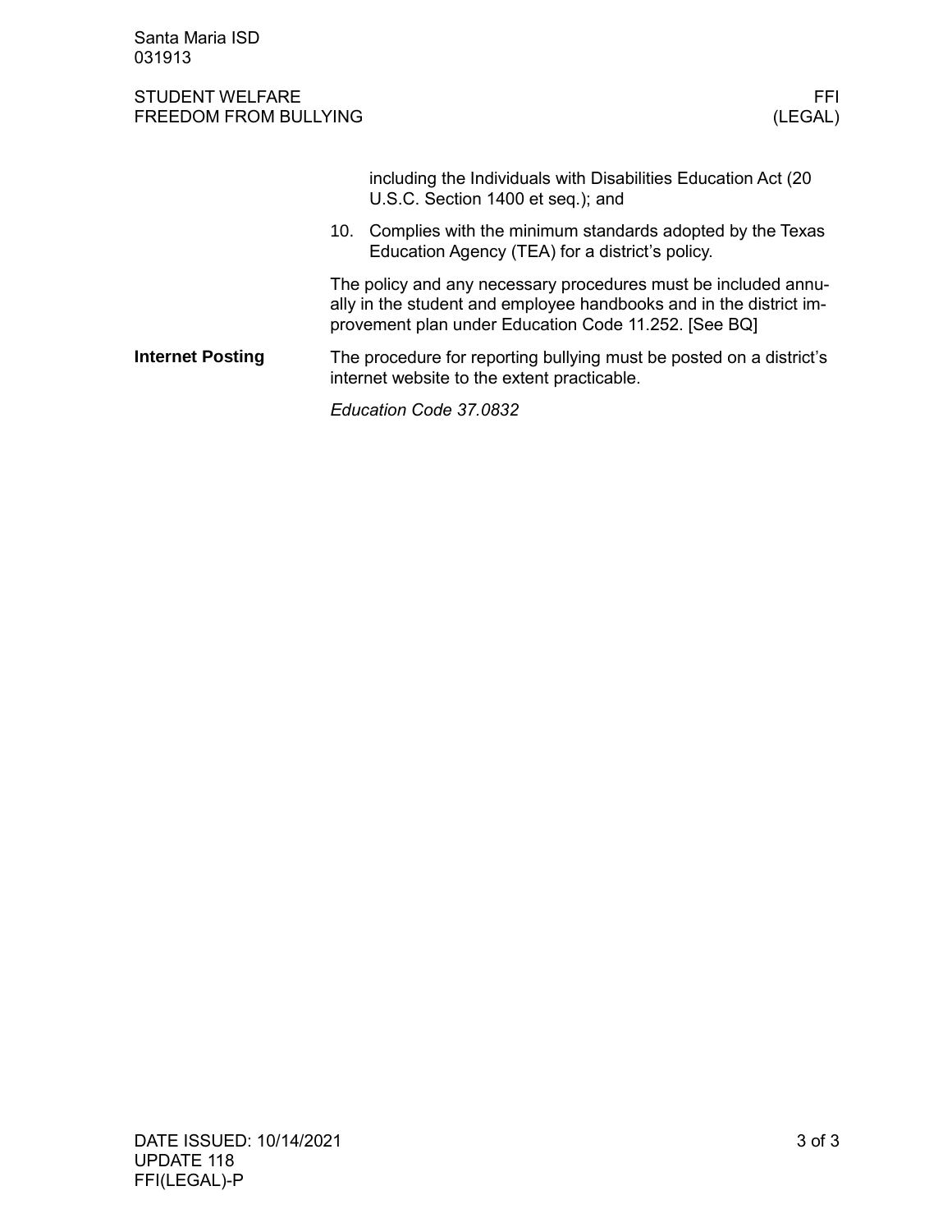including the Individuals with Disabilities Education Act (20 U.S.C. Section 1400 et seq.); and

10. Complies with the minimum standards adopted by the Texas Education Agency (TEA) for a district's policy.

The policy and any necessary procedures must be included annually in the student and employee handbooks and in the district improvement plan under Education Code 11.252. [See BQ]

**Internet Posting**

The procedure for reporting bullying must be posted on a district's internet website to the extent practicable.

*Education Code 37.0832*